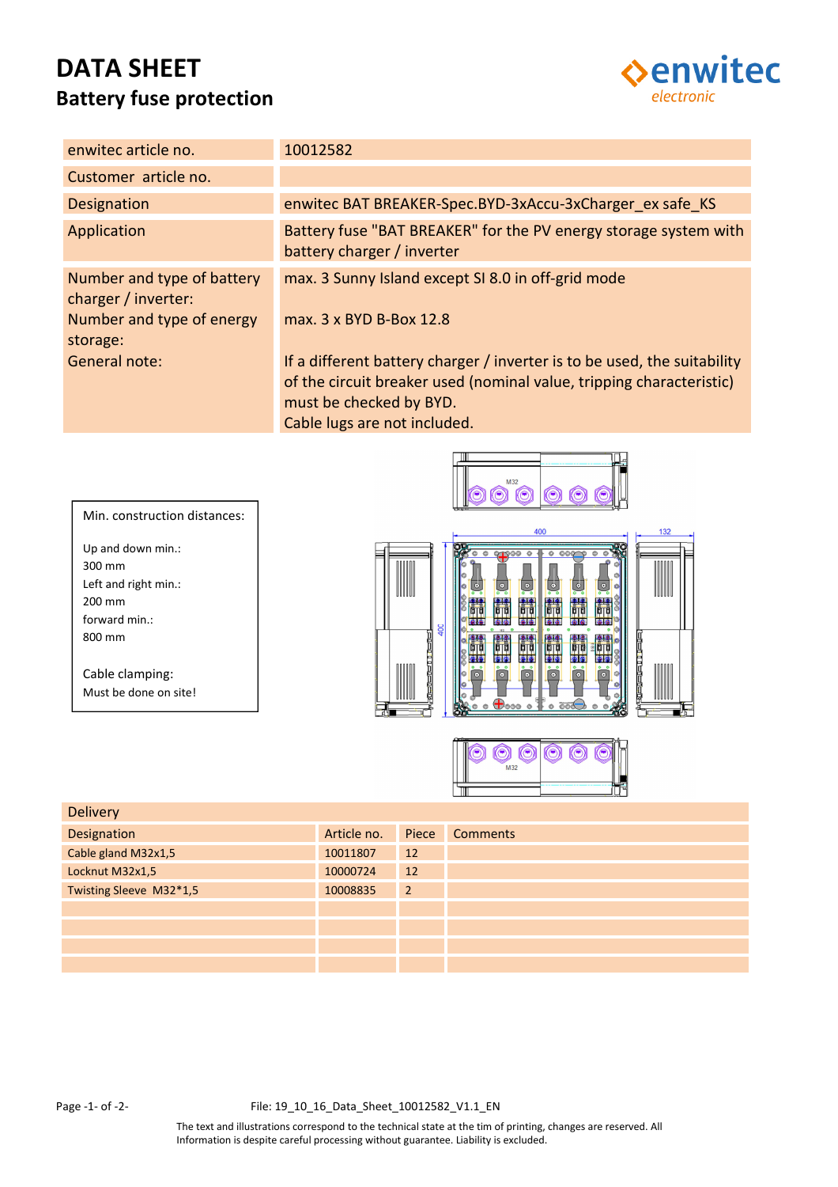# DATA SHEET

## Battery fuse protection

enwitec electronic

| | |
|---|---|
| enwitec article no. | 10012582 |
| Customer article no. | |
| Designation | enwitec BAT BREAKER-Spec.BYD-3xAccu-3xCharger_ex safe_KS |
| Application | Battery fuse "BAT BREAKER" for the PV energy storage system with battery charger / inverter |
| Number and type of battery charger / inverter: | max. 3 Sunny Island except SI 8.0 in off-grid mode |
| Number and type of energy storage: | max. 3 x BYD B-Box 12.8 |
| General note: | If a different battery charger / inverter is to be used, the suitability of the circuit breaker used (nominal value, tripping characteristic) must be checked by BYD.<br>Cable lugs are not included. |

Min. construction distances:

Up and down min.:
300 mm
Left and right min.:
200 mm
forward min.:
800 mm

Cable clamping:
Must be done on site!

M32

400

132

400

M32

| Delivery | | | |
|---|---|---|---|
| Designation | Article no. | Piece | Comments |
| Cable gland M32x1,5 | 10011807 | 12 | |
| Locknut M32x1,5 | 10000724 | 12 | |
| Twisting Sleeve M32*1,5 | 10008835 | 2 | |
| | | | |
| | | | |
| | | | |
| | | | |

File: 19_10_16_Data_Sheet_10012582_V1.1_EN

The text and illustrations correspond to the technical state at the tim of printing, changes are reserved. All Information is despite careful processing without guarantee. Liability is excluded.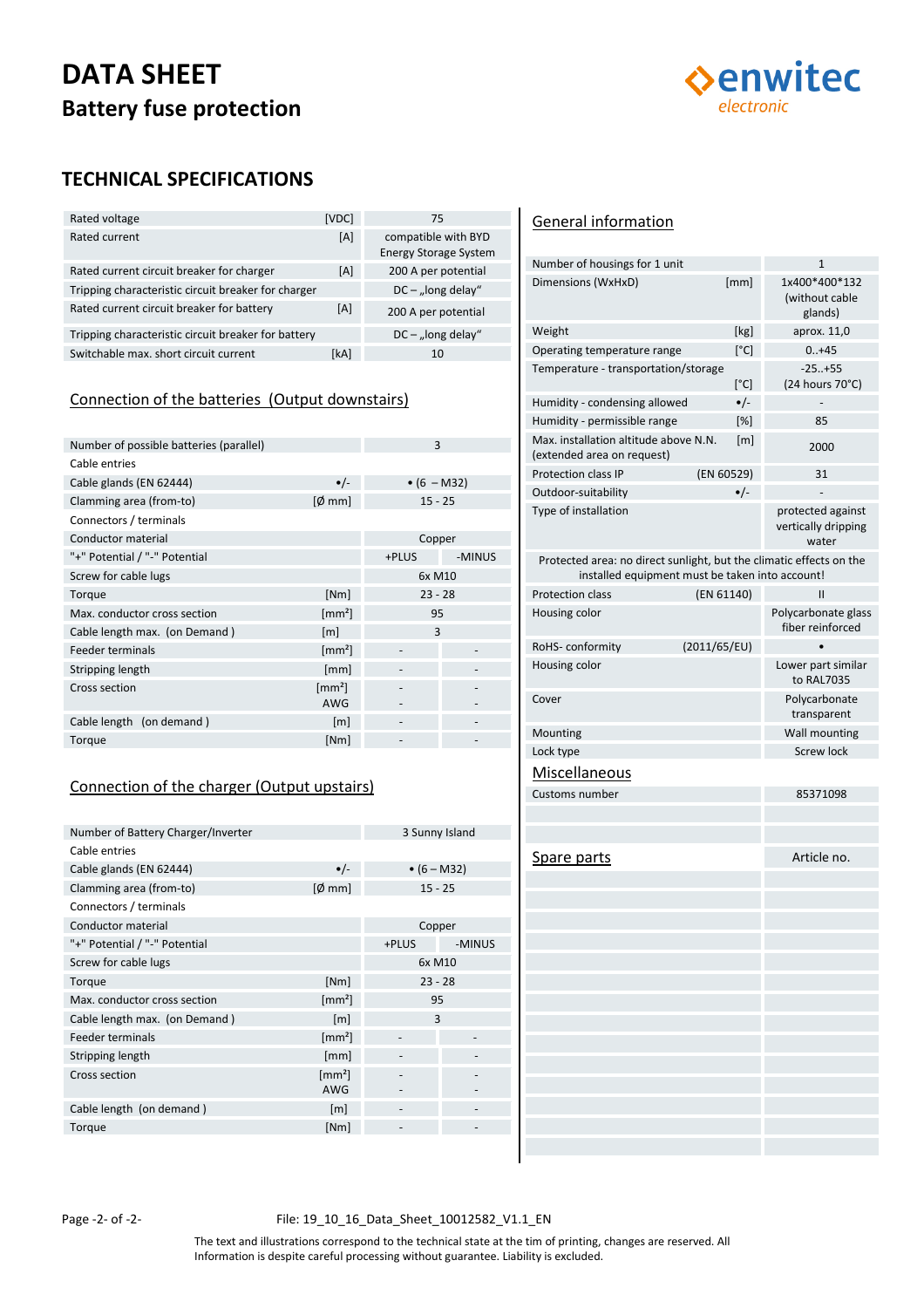# DATA SHEET

## Battery fuse protection

## TECHNICAL SPECIFICATIONS

| | | | |
|---|---|---|---|
| Rated voltage | [VDC] | 75 | |
| Rated current | [A] | compatible with BYD Energy Storage System | |
| Rated current circuit breaker for charger | [A] | 200 A per potential | |
| Tripping characteristic circuit breaker for charger | | DC – „long delay“ | |
| Rated current circuit breaker for battery | [A] | 200 A per potential | |
| Tripping characteristic circuit breaker for battery | | DC – „long delay“ | |
| Switchable max. short circuit current | [kA] | 10 | |

### Connection of the batteries (Output downstairs)

| | | | |
|---|---|---|---|
| Number of possible batteries (parallel) | | 3 | |
| Cable entries | | | |
| Cable glands (EN 62444) | •/- | • (6 – M32) | |
| Clamming area (from-to) | [Ø mm] | 15 - 25 | |
| Connectors / terminals | | | |
| Conductor material | | Copper | |
| "+" Potential / "-" Potential | | +PLUS | -MINUS |
| Screw for cable lugs | | 6x M10 | |
| Torque | [Nm] | 23 - 28 | |
| Max. conductor cross section | [mm²] | 95 | |
| Cable length max. (on Demand ) | [m] | 3 | |
| Feeder terminals | [mm²] | - | - |
| Stripping length | [mm] | - | - |
| Cross section | [mm²] | - | - |
| | AWG | - | - |
| Cable length (on demand ) | [m] | - | - |
| Torque | [Nm] | - | - |

### Connection of the charger (Output upstairs)

| | | | |
|---|---|---|---|
| Number of Battery Charger/Inverter | | 3 Sunny Island | |
| Cable entries | | | |
| Cable glands (EN 62444) | •/- | • (6 – M32) | |
| Clamming area (from-to) | [Ø mm] | 15 - 25 | |
| Connectors / terminals | | | |
| Conductor material | | Copper | |
| "+" Potential / "-" Potential | | +PLUS | -MINUS |
| Screw for cable lugs | | 6x M10 | |
| Torque | [Nm] | 23 - 28 | |
| Max. conductor cross section | [mm²] | 95 | |
| Cable length max. (on Demand ) | [m] | 3 | |
| Feeder terminals | [mm²] | - | - |
| Stripping length | [mm] | - | - |
| Cross section | [mm²] | - | - |
| | AWG | - | - |
| Cable length (on demand ) | [m] | - | - |
| Torque | [Nm] | - | - |

### General information

| | | |
|---|---|---|
| Number of housings for 1 unit | | 1 |
| Dimensions (WxHxD) | [mm] | 1x400*400*132 (without cable glands) |
| Weight | [kg] | aprox. 11,0 |
| Operating temperature range | [°C] | 0..+45 |
| Temperature - transportation/storage | [°C] | -25..+55 (24 hours 70°C) |
| Humidity - condensing allowed | •/- | - |
| Humidity - permissible range | [%] | 85 |
| Max. installation altitude above N.N. (extended area on request) | [m] | 2000 |
| Protection class IP | (EN 60529) | 31 |
| Outdoor-suitability | •/- | - |
| Type of installation | | protected against vertically dripping water |
| Protected area: no direct sunlight, but the climatic effects on the installed equipment must be taken into account! | | |
| Protection class | (EN 61140) | II |
| Housing color | | Polycarbonate glass fiber reinforced |
| RoHS- conformity | (2011/65/EU) | • |
| Housing color | | Lower part similar to RAL7035 |
| Cover | | Polycarbonate transparent |
| Mounting | | Wall mounting |
| Lock type | | Screw lock |

### Miscellaneous

| | |
|---|---|
| Customs number | 85371098 |

### Spare parts

| Spare parts | Article no. |
|---|---|
| | |

File: 19_10_16_Data_Sheet_10012582_V1.1_EN

The text and illustrations correspond to the technical state at the tim of printing, changes are reserved. All Information is despite careful processing without guarantee. Liability is excluded.